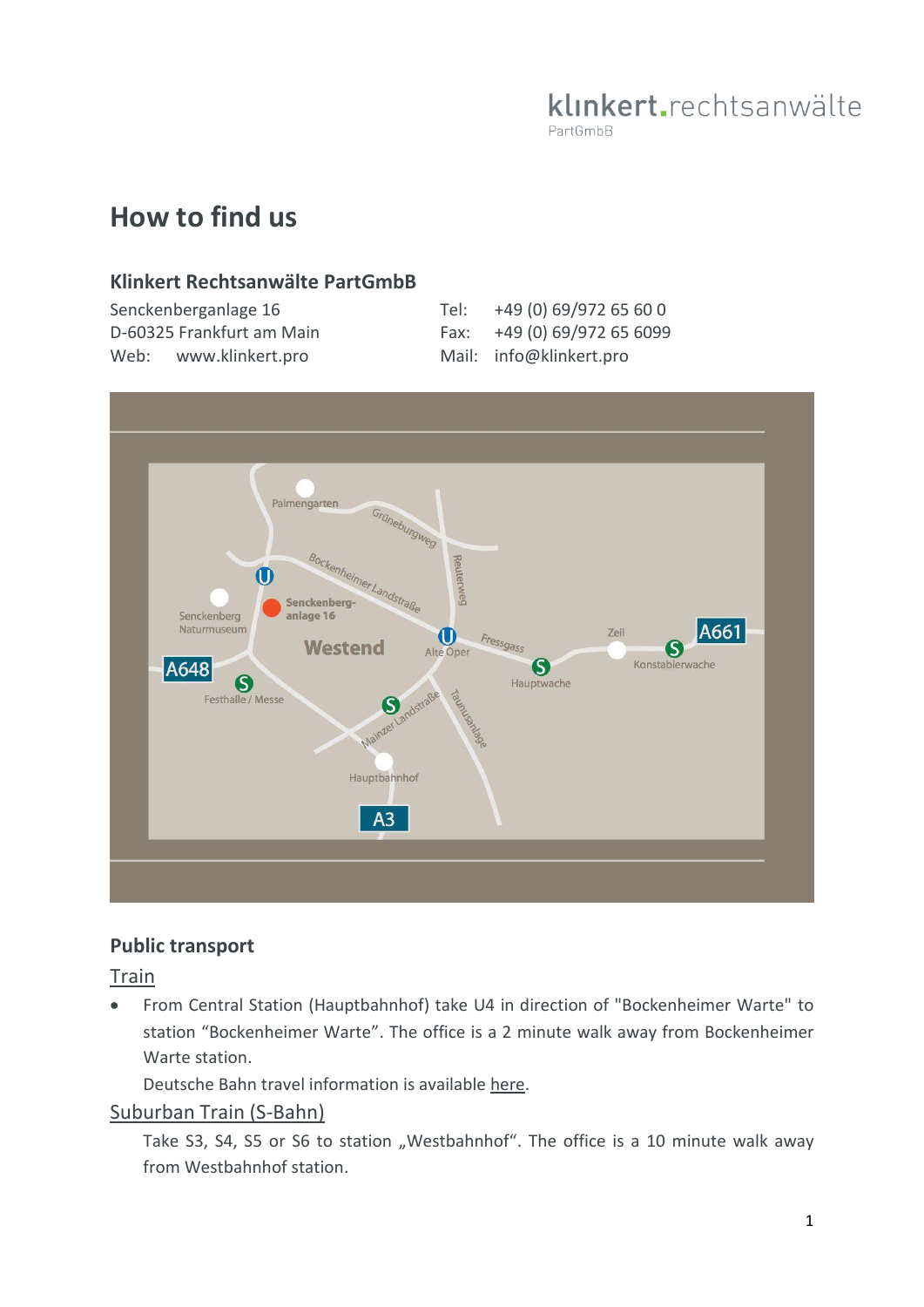klinkert.rechtsanwälte
PartGmbB

# How to find us

### Klinkert Rechtsanwälte PartGmbB

Senckenberganlage 16
D-60325 Frankfurt am Main
Web: www.klinkert.pro

Tel: +49 (0) 69/972 65 60 0
Fax: +49 (0) 69/972 65 6099
Mail: info@klinkert.pro

## Public transport

Train

- From Central Station (Hauptbahnhof) take U4 in direction of "Bockenheimer Warte" to station "Bockenheimer Warte". The office is a 2 minute walk away from Bockenheimer Warte station.

  Deutsche Bahn travel information is available here.

Suburban Train (S-Bahn)

Take S3, S4, S5 or S6 to station „Westbahnhof". The office is a 10 minute walk away from Westbahnhof station.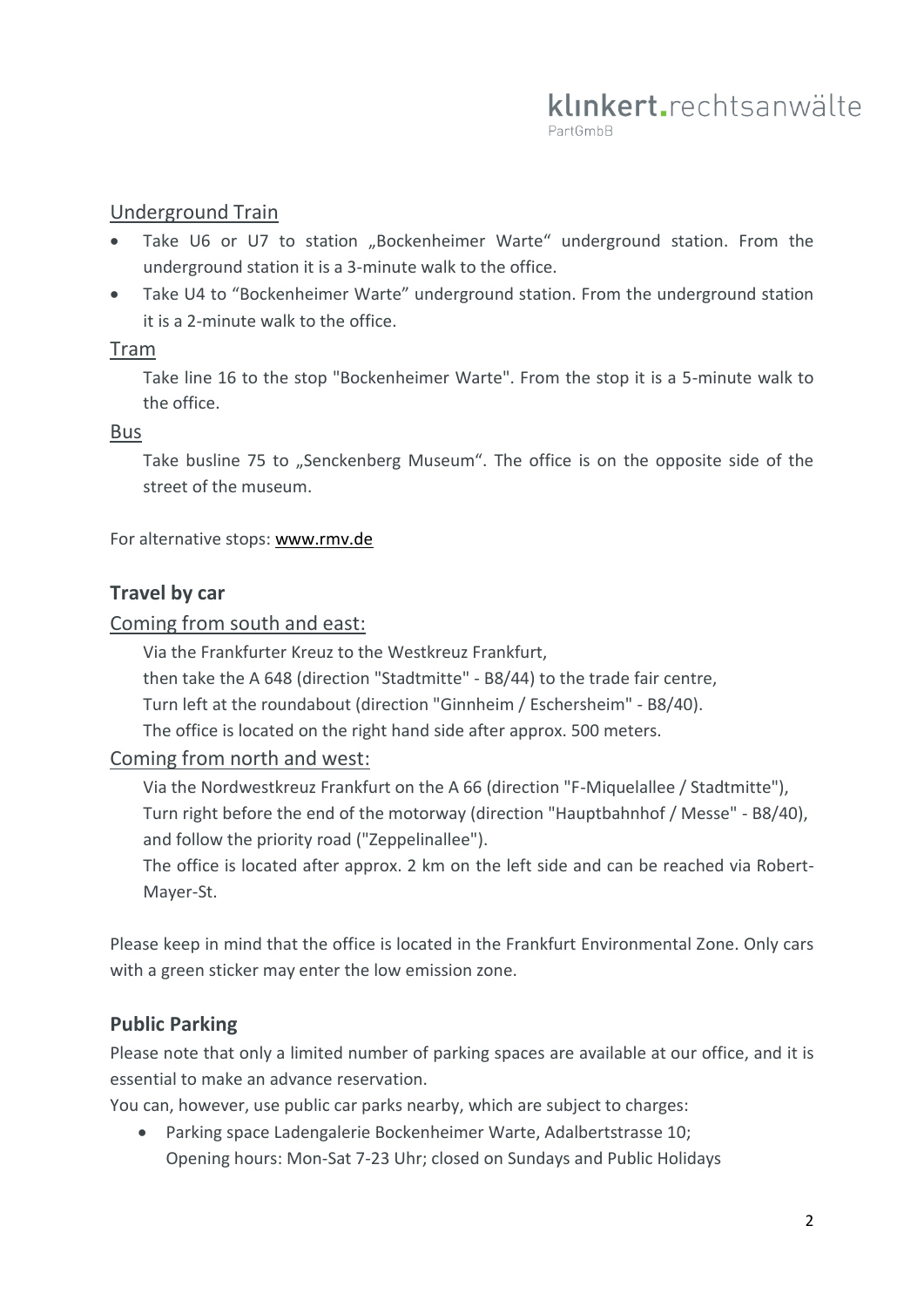Underground Train

- Take U6 or U7 to station „Bockenheimer Warte“ underground station. From the underground station it is a 3-minute walk to the office.
- Take U4 to “Bockenheimer Warte” underground station. From the underground station it is a 2-minute walk to the office.

Tram

Take line 16 to the stop "Bockenheimer Warte". From the stop it is a 5-minute walk to the office.

Bus

Take busline 75 to „Senckenberg Museum“. The office is on the opposite side of the street of the museum.

For alternative stops: www.rmv.de

### Travel by car

Coming from south and east:

Via the Frankfurter Kreuz to the Westkreuz Frankfurt,
then take the A 648 (direction "Stadtmitte" - B8/44) to the trade fair centre,
Turn left at the roundabout (direction "Ginnheim / Eschersheim" - B8/40).
The office is located on the right hand side after approx. 500 meters.

Coming from north and west:

Via the Nordwestkreuz Frankfurt on the A 66 (direction "F-Miquelallee / Stadtmitte"),
Turn right before the end of the motorway (direction "Hauptbahnhof / Messe" - B8/40), and follow the priority road ("Zeppelinallee").
The office is located after approx. 2 km on the left side and can be reached via Robert-Mayer-St.

Please keep in mind that the office is located in the Frankfurt Environmental Zone. Only cars with a green sticker may enter the low emission zone.

### Public Parking

Please note that only a limited number of parking spaces are available at our office, and it is essential to make an advance reservation.
You can, however, use public car parks nearby, which are subject to charges:

- Parking space Ladengalerie Bockenheimer Warte, Adalbertstrasse 10;
  Opening hours: Mon-Sat 7-23 Uhr; closed on Sundays and Public Holidays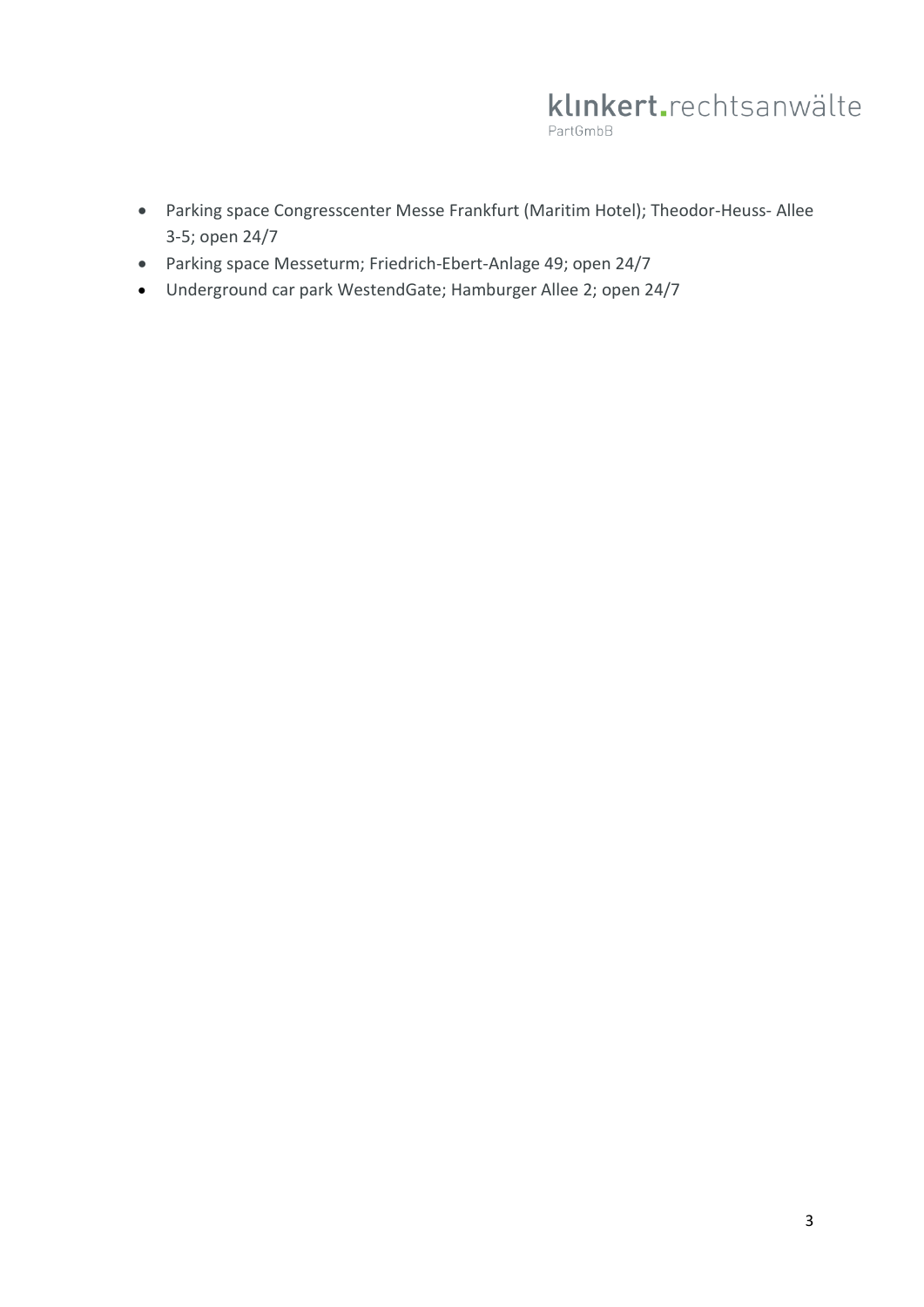- Parking space Congresscenter Messe Frankfurt (Maritim Hotel); Theodor-Heuss- Allee 3-5; open 24/7
- Parking space Messeturm; Friedrich-Ebert-Anlage 49; open 24/7
- Underground car park WestendGate; Hamburger Allee 2; open 24/7